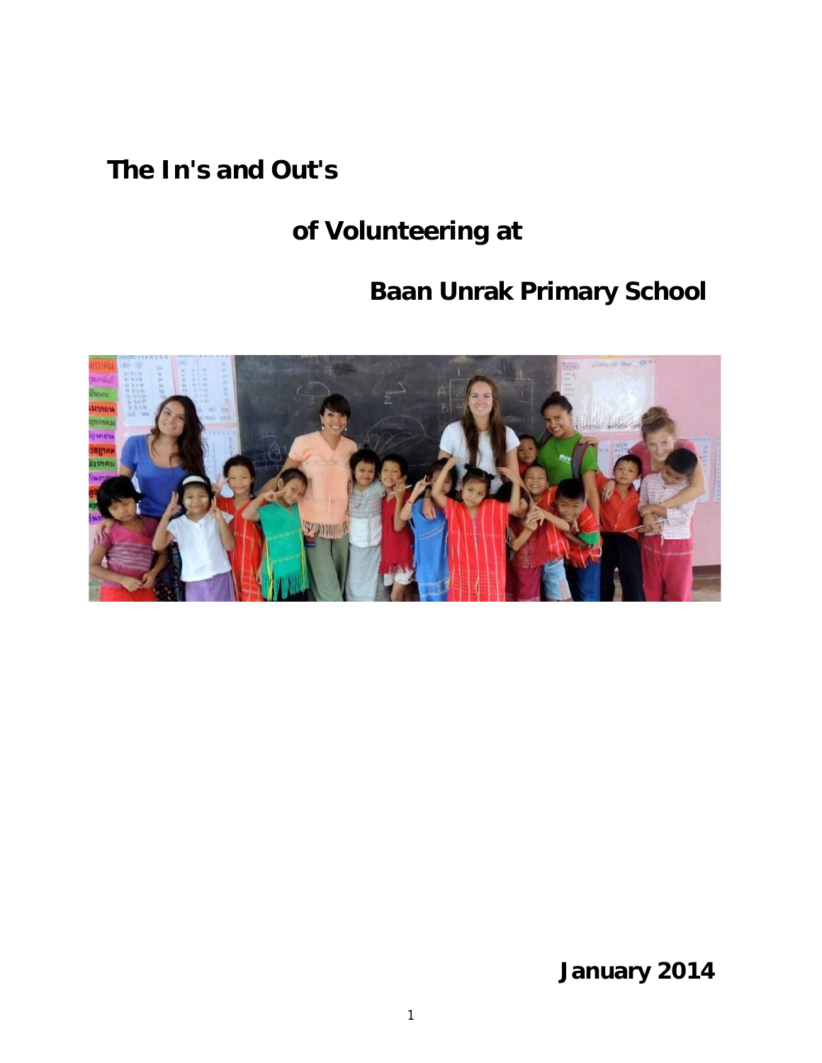# The In's and Out's of Volunteering at Baan Unrak Primary School

**January 2014**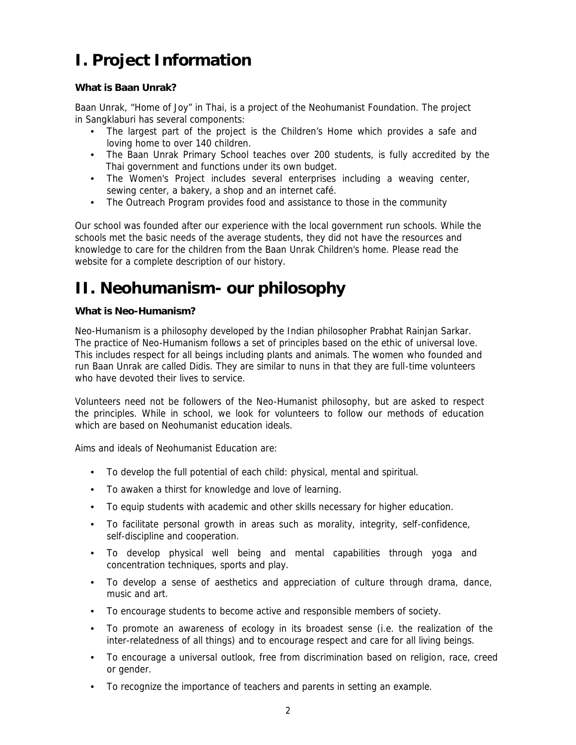# I. Project Information

**What is Baan Unrak?**

Baan Unrak, "Home of Joy" in Thai, is a project of the Neohumanist Foundation. The project in Sangklaburi has several components:

- The largest part of the project is the Children's Home which provides a safe and loving home to over 140 children.
- The Baan Unrak Primary School teaches over 200 students, is fully accredited by the Thai government and functions under its own budget.
- The Women's Project includes several enterprises including a weaving center, sewing center, a bakery, a shop and an internet café.
- The Outreach Program provides food and assistance to those in the community

Our school was founded after our experience with the local government run schools. While the schools met the basic needs of the average students, they did not have the resources and knowledge to care for the children from the Baan Unrak Children's home. Please read the website for a complete description of our history.

# II. Neohumanism- our philosophy

**What is Neo-Humanism?**

Neo-Humanism is a philosophy developed by the Indian philosopher Prabhat Rainjan Sarkar. The practice of Neo-Humanism follows a set of principles based on the ethic of universal love. This includes respect for all beings including plants and animals. The women who founded and run Baan Unrak are called Didis. They are similar to nuns in that they are full-time volunteers who have devoted their lives to service.

Volunteers need not be followers of the Neo-Humanist philosophy, but are asked to respect the principles. While in school, we look for volunteers to follow our methods of education which are based on Neohumanist education ideals.

Aims and ideals of Neohumanist Education are:

- To develop the full potential of each child: physical, mental and spiritual.
- To awaken a thirst for knowledge and love of learning.
- To equip students with academic and other skills necessary for higher education.
- To facilitate personal growth in areas such as morality, integrity, self-confidence, self-discipline and cooperation.
- To develop physical well being and mental capabilities through yoga and concentration techniques, sports and play.
- To develop a sense of aesthetics and appreciation of culture through drama, dance, music and art.
- To encourage students to become active and responsible members of society.
- To promote an awareness of ecology in its broadest sense (i.e. the realization of the inter-relatedness of all things) and to encourage respect and care for all living beings.
- To encourage a universal outlook, free from discrimination based on religion, race, creed or gender.
- To recognize the importance of teachers and parents in setting an example.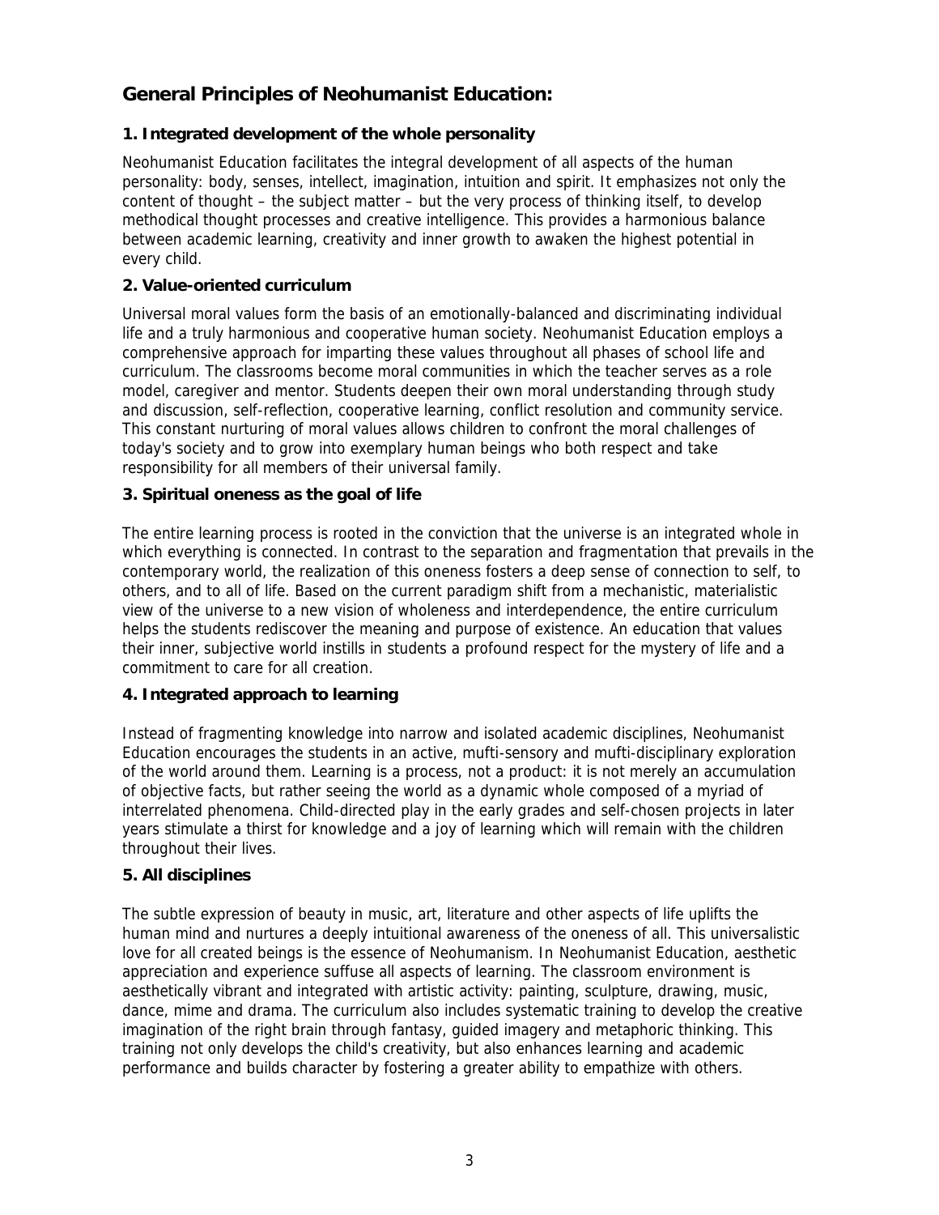## General Principles of Neohumanist Education:

### 1. Integrated development of the whole personality

Neohumanist Education facilitates the integral development of all aspects of the human personality: body, senses, intellect, imagination, intuition and spirit. It emphasizes not only the content of thought – the subject matter – but the very process of thinking itself, to develop methodical thought processes and creative intelligence. This provides a harmonious balance between academic learning, creativity and inner growth to awaken the highest potential in every child.

### 2. Value-oriented curriculum

Universal moral values form the basis of an emotionally-balanced and discriminating individual life and a truly harmonious and cooperative human society. Neohumanist Education employs a comprehensive approach for imparting these values throughout all phases of school life and curriculum. The classrooms become moral communities in which the teacher serves as a role model, caregiver and mentor. Students deepen their own moral understanding through study and discussion, self-reflection, cooperative learning, conflict resolution and community service. This constant nurturing of moral values allows children to confront the moral challenges of today's society and to grow into exemplary human beings who both respect and take responsibility for all members of their universal family.

### 3. Spiritual oneness as the goal of life

The entire learning process is rooted in the conviction that the universe is an integrated whole in which everything is connected. In contrast to the separation and fragmentation that prevails in the contemporary world, the realization of this oneness fosters a deep sense of connection to self, to others, and to all of life. Based on the current paradigm shift from a mechanistic, materialistic view of the universe to a new vision of wholeness and interdependence, the entire curriculum helps the students rediscover the meaning and purpose of existence. An education that values their inner, subjective world instills in students a profound respect for the mystery of life and a commitment to care for all creation.

### 4. Integrated approach to learning

Instead of fragmenting knowledge into narrow and isolated academic disciplines, Neohumanist Education encourages the students in an active, mufti-sensory and mufti-disciplinary exploration of the world around them. Learning is a process, not a product: it is not merely an accumulation of objective facts, but rather seeing the world as a dynamic whole composed of a myriad of interrelated phenomena. Child-directed play in the early grades and self-chosen projects in later years stimulate a thirst for knowledge and a joy of learning which will remain with the children throughout their lives.

### 5. All disciplines

The subtle expression of beauty in music, art, literature and other aspects of life uplifts the human mind and nurtures a deeply intuitional awareness of the oneness of all. This universalistic love for all created beings is the essence of Neohumanism. In Neohumanist Education, aesthetic appreciation and experience suffuse all aspects of learning. The classroom environment is aesthetically vibrant and integrated with artistic activity: painting, sculpture, drawing, music, dance, mime and drama. The curriculum also includes systematic training to develop the creative imagination of the right brain through fantasy, guided imagery and metaphoric thinking. This training not only develops the child's creativity, but also enhances learning and academic performance and builds character by fostering a greater ability to empathize with others.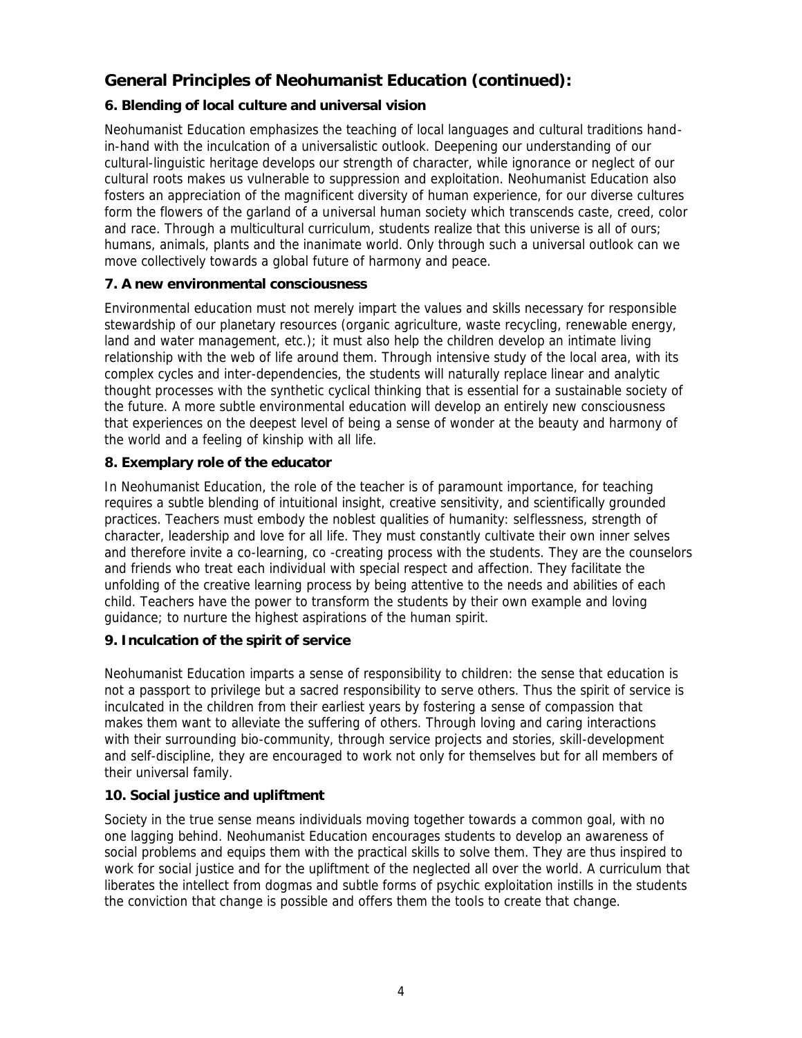## General Principles of Neohumanist Education (continued):

### 6. Blending of local culture and universal vision

Neohumanist Education emphasizes the teaching of local languages and cultural traditions hand-in-hand with the inculcation of a universalistic outlook. Deepening our understanding of our cultural-linguistic heritage develops our strength of character, while ignorance or neglect of our cultural roots makes us vulnerable to suppression and exploitation. Neohumanist Education also fosters an appreciation of the magnificent diversity of human experience, for our diverse cultures form the flowers of the garland of a universal human society which transcends caste, creed, color and race. Through a multicultural curriculum, students realize that this universe is all of ours; humans, animals, plants and the inanimate world. Only through such a universal outlook can we move collectively towards a global future of harmony and peace.

### 7. A new environmental consciousness

Environmental education must not merely impart the values and skills necessary for responsible stewardship of our planetary resources (organic agriculture, waste recycling, renewable energy, land and water management, etc.); it must also help the children develop an intimate living relationship with the web of life around them. Through intensive study of the local area, with its complex cycles and inter-dependencies, the students will naturally replace linear and analytic thought processes with the synthetic cyclical thinking that is essential for a sustainable society of the future. A more subtle environmental education will develop an entirely new consciousness that experiences on the deepest level of being a sense of wonder at the beauty and harmony of the world and a feeling of kinship with all life.

### 8. Exemplary role of the educator

In Neohumanist Education, the role of the teacher is of paramount importance, for teaching requires a subtle blending of intuitional insight, creative sensitivity, and scientifically grounded practices. Teachers must embody the noblest qualities of humanity: selflessness, strength of character, leadership and love for all life. They must constantly cultivate their own inner selves and therefore invite a co-learning, co -creating process with the students. They are the counselors and friends who treat each individual with special respect and affection. They facilitate the unfolding of the creative learning process by being attentive to the needs and abilities of each child. Teachers have the power to transform the students by their own example and loving guidance; to nurture the highest aspirations of the human spirit.

### 9. Inculcation of the spirit of service

Neohumanist Education imparts a sense of responsibility to children: the sense that education is not a passport to privilege but a sacred responsibility to serve others. Thus the spirit of service is inculcated in the children from their earliest years by fostering a sense of compassion that makes them want to alleviate the suffering of others. Through loving and caring interactions with their surrounding bio-community, through service projects and stories, skill-development and self-discipline, they are encouraged to work not only for themselves but for all members of their universal family.

### 10. Social justice and upliftment

Society in the true sense means individuals moving together towards a common goal, with no one lagging behind. Neohumanist Education encourages students to develop an awareness of social problems and equips them with the practical skills to solve them. They are thus inspired to work for social justice and for the upliftment of the neglected all over the world. A curriculum that liberates the intellect from dogmas and subtle forms of psychic exploitation instills in the students the conviction that change is possible and offers them the tools to create that change.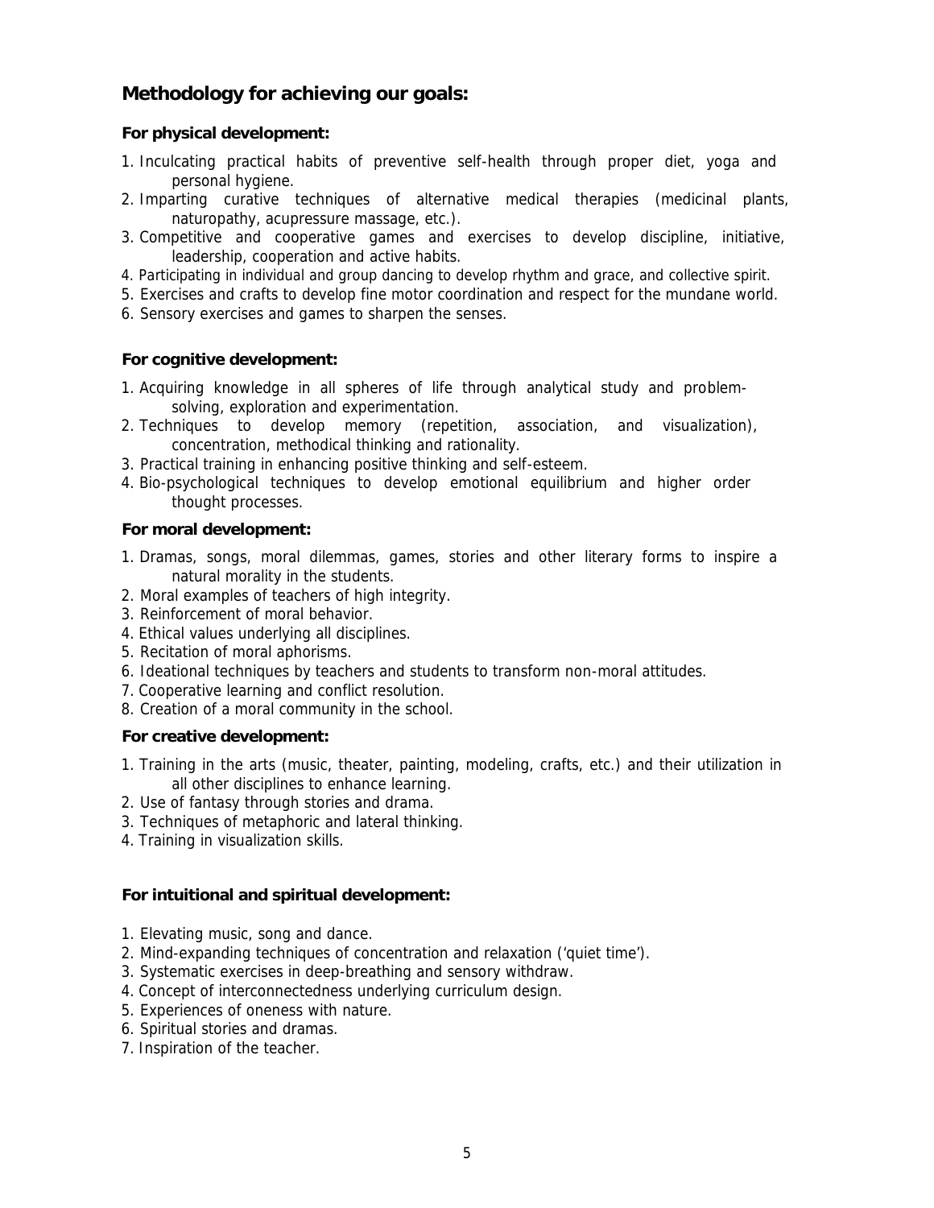## Methodology for achieving our goals:

**For physical development:**

1. Inculcating practical habits of preventive self-health through proper diet, yoga and personal hygiene.
2. Imparting curative techniques of alternative medical therapies (medicinal plants, naturopathy, acupressure massage, etc.).
3. Competitive and cooperative games and exercises to develop discipline, initiative, leadership, cooperation and active habits.
4. Participating in individual and group dancing to develop rhythm and grace, and collective spirit.
5. Exercises and crafts to develop fine motor coordination and respect for the mundane world.
6. Sensory exercises and games to sharpen the senses.

**For cognitive development:**

1. Acquiring knowledge in all spheres of life through analytical study and problem-solving, exploration and experimentation.
2. Techniques to develop memory (repetition, association, and visualization), concentration, methodical thinking and rationality.
3. Practical training in enhancing positive thinking and self-esteem.
4. Bio-psychological techniques to develop emotional equilibrium and higher order thought processes.

**For moral development:**

1. Dramas, songs, moral dilemmas, games, stories and other literary forms to inspire a natural morality in the students.
2. Moral examples of teachers of high integrity.
3. Reinforcement of moral behavior.
4. Ethical values underlying all disciplines.
5. Recitation of moral aphorisms.
6. Ideational techniques by teachers and students to transform non-moral attitudes.
7. Cooperative learning and conflict resolution.
8. Creation of a moral community in the school.

**For creative development:**

1. Training in the arts (music, theater, painting, modeling, crafts, etc.) and their utilization in all other disciplines to enhance learning.
2. Use of fantasy through stories and drama.
3. Techniques of metaphoric and lateral thinking.
4. Training in visualization skills.

**For intuitional and spiritual development:**

1. Elevating music, song and dance.
2. Mind-expanding techniques of concentration and relaxation ('quiet time').
3. Systematic exercises in deep-breathing and sensory withdraw.
4. Concept of interconnectedness underlying curriculum design.
5. Experiences of oneness with nature.
6. Spiritual stories and dramas.
7. Inspiration of the teacher.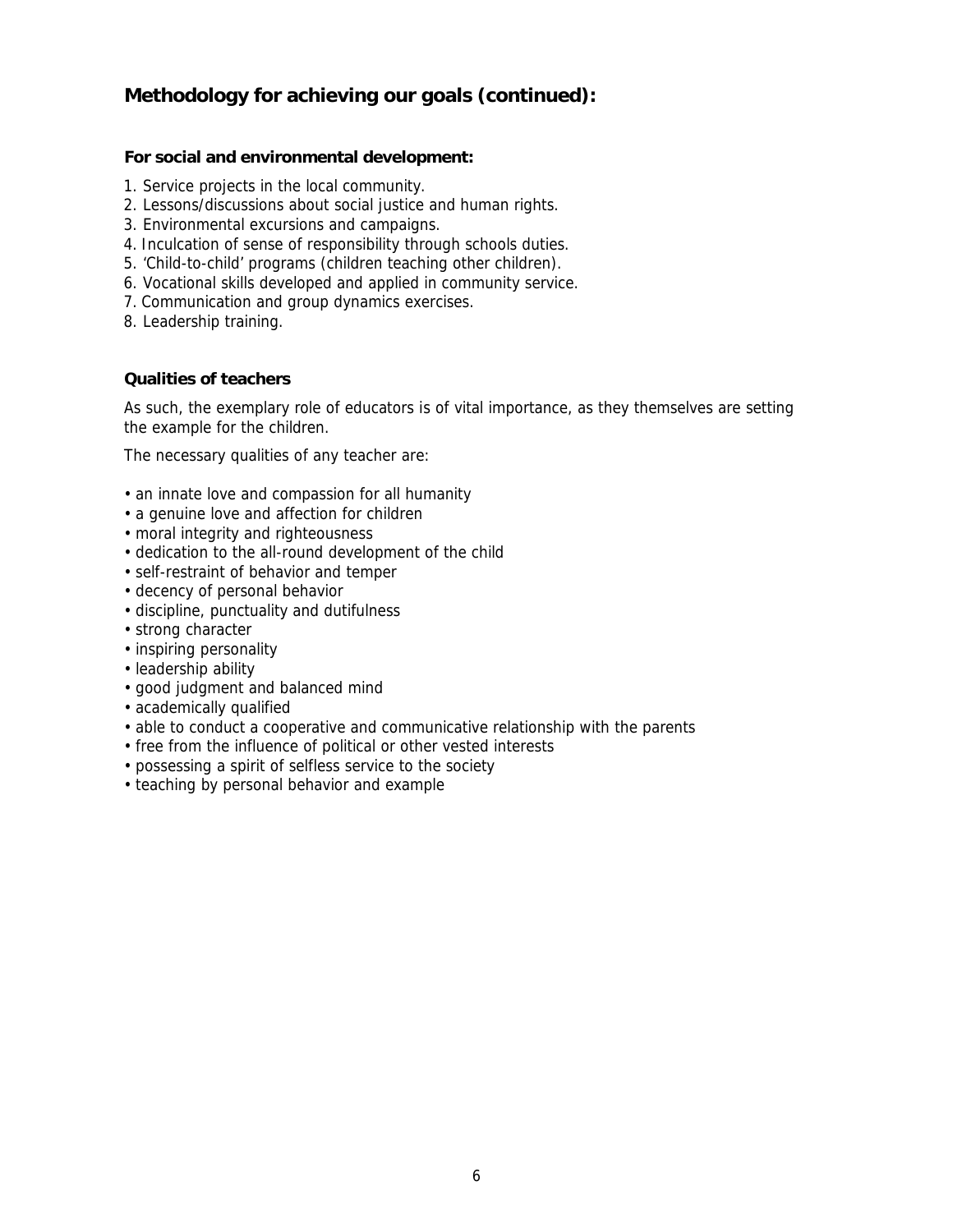## Methodology for achieving our goals (continued):

### For social and environmental development:

1. Service projects in the local community.
2. Lessons/discussions about social justice and human rights.
3. Environmental excursions and campaigns.
4. Inculcation of sense of responsibility through schools duties.
5. 'Child-to-child' programs (children teaching other children).
6. Vocational skills developed and applied in community service.
7. Communication and group dynamics exercises.
8. Leadership training.

### Qualities of teachers

As such, the exemplary role of educators is of vital importance, as they themselves are setting the example for the children.

The necessary qualities of any teacher are:

- an innate love and compassion for all humanity
- a genuine love and affection for children
- moral integrity and righteousness
- dedication to the all-round development of the child
- self-restraint of behavior and temper
- decency of personal behavior
- discipline, punctuality and dutifulness
- strong character
- inspiring personality
- leadership ability
- good judgment and balanced mind
- academically qualified
- able to conduct a cooperative and communicative relationship with the parents
- free from the influence of political or other vested interests
- possessing a spirit of selfless service to the society
- teaching by personal behavior and example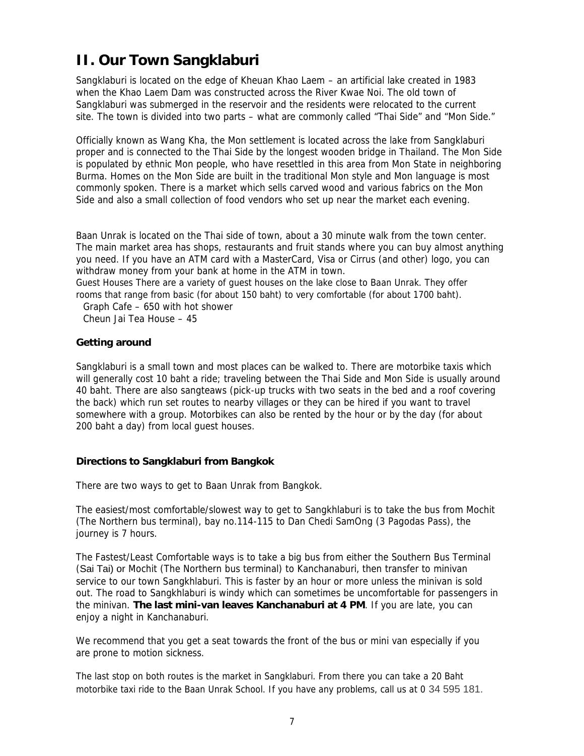# II. Our Town Sangklaburi

Sangklaburi is located on the edge of Kheuan Khao Laem – an artificial lake created in 1983 when the Khao Laem Dam was constructed across the River Kwae Noi. The old town of Sangklaburi was submerged in the reservoir and the residents were relocated to the current site. The town is divided into two parts – what are commonly called "Thai Side" and "Mon Side."

Officially known as Wang Kha, the Mon settlement is located across the lake from Sangklaburi proper and is connected to the Thai Side by the longest wooden bridge in Thailand. The Mon Side is populated by ethnic Mon people, who have resettled in this area from Mon State in neighboring Burma. Homes on the Mon Side are built in the traditional Mon style and Mon language is most commonly spoken. There is a market which sells carved wood and various fabrics on the Mon Side and also a small collection of food vendors who set up near the market each evening.

Baan Unrak is located on the Thai side of town, about a 30 minute walk from the town center. The main market area has shops, restaurants and fruit stands where you can buy almost anything you need. If you have an ATM card with a MasterCard, Visa or Cirrus (and other) logo, you can withdraw money from your bank at home in the ATM in town.
Guest Houses There are a variety of guest houses on the lake close to Baan Unrak. They offer rooms that range from basic (for about 150 baht) to very comfortable (for about 1700 baht).
Graph Cafe – 650 with hot shower
Cheun Jai Tea House – 45

**Getting around**

Sangklaburi is a small town and most places can be walked to. There are motorbike taxis which will generally cost 10 baht a ride; traveling between the Thai Side and Mon Side is usually around 40 baht. There are also sangteaws (pick-up trucks with two seats in the bed and a roof covering the back) which run set routes to nearby villages or they can be hired if you want to travel somewhere with a group. Motorbikes can also be rented by the hour or by the day (for about 200 baht a day) from local guest houses.

**Directions to Sangklaburi from Bangkok**

There are two ways to get to Baan Unrak from Bangkok.

The easiest/most comfortable/slowest way to get to Sangkhlaburi is to take the bus from Mochit (The Northern bus terminal), bay no.114-115 to Dan Chedi SamOng (3 Pagodas Pass), the journey is 7 hours.

The Fastest/Least Comfortable ways is to take a big bus from either the Southern Bus Terminal (Sai Tai) or Mochit (The Northern bus terminal) to Kanchanaburi, then transfer to minivan service to our town Sangkhlaburi. This is faster by an hour or more unless the minivan is sold out. The road to Sangkhlaburi is windy which can sometimes be uncomfortable for passengers in the minivan. **The last mini-van leaves Kanchanaburi at 4 PM**. If you are late, you can enjoy a night in Kanchanaburi.

We recommend that you get a seat towards the front of the bus or mini van especially if you are prone to motion sickness.

The last stop on both routes is the market in Sangklaburi. From there you can take a 20 Baht motorbike taxi ride to the Baan Unrak School. If you have any problems, call us at 0 34 595 181.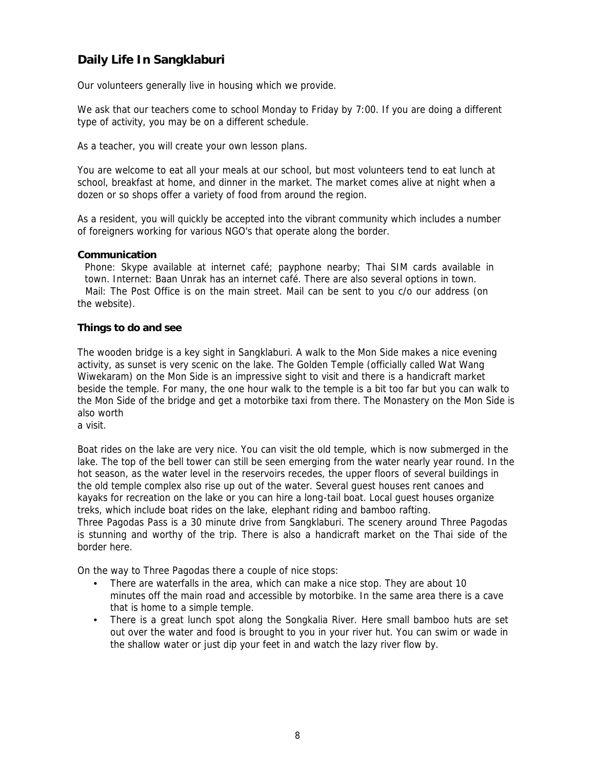## Daily Life In Sangklaburi

Our volunteers generally live in housing which we provide.

We ask that our teachers come to school Monday to Friday by 7:00. If you are doing a different type of activity, you may be on a different schedule.

As a teacher, you will create your own lesson plans.

You are welcome to eat all your meals at our school, but most volunteers tend to eat lunch at school, breakfast at home, and dinner in the market. The market comes alive at night when a dozen or so shops offer a variety of food from around the region.

As a resident, you will quickly be accepted into the vibrant community which includes a number of foreigners working for various NGO's that operate along the border.

**Communication**

Phone: Skype available at internet café; payphone nearby; Thai SIM cards available in town. Internet: Baan Unrak has an internet café. There are also several options in town. Mail: The Post Office is on the main street. Mail can be sent to you c/o our address (on the website).

**Things to do and see**

The wooden bridge is a key sight in Sangklaburi. A walk to the Mon Side makes a nice evening activity, as sunset is very scenic on the lake. The Golden Temple (officially called Wat Wang Wiwekaram) on the Mon Side is an impressive sight to visit and there is a handicraft market beside the temple. For many, the one hour walk to the temple is a bit too far but you can walk to the Mon Side of the bridge and get a motorbike taxi from there. The Monastery on the Mon Side is also worth a visit.

Boat rides on the lake are very nice. You can visit the old temple, which is now submerged in the lake. The top of the bell tower can still be seen emerging from the water nearly year round. In the hot season, as the water level in the reservoirs recedes, the upper floors of several buildings in the old temple complex also rise up out of the water. Several guest houses rent canoes and kayaks for recreation on the lake or you can hire a long-tail boat. Local guest houses organize treks, which include boat rides on the lake, elephant riding and bamboo rafting.
Three Pagodas Pass is a 30 minute drive from Sangklaburi. The scenery around Three Pagodas is stunning and worthy of the trip. There is also a handicraft market on the Thai side of the border here.

On the way to Three Pagodas there a couple of nice stops:

- There are waterfalls in the area, which can make a nice stop. They are about 10 minutes off the main road and accessible by motorbike. In the same area there is a cave that is home to a simple temple.
- There is a great lunch spot along the Songkalia River. Here small bamboo huts are set out over the water and food is brought to you in your river hut. You can swim or wade in the shallow water or just dip your feet in and watch the lazy river flow by.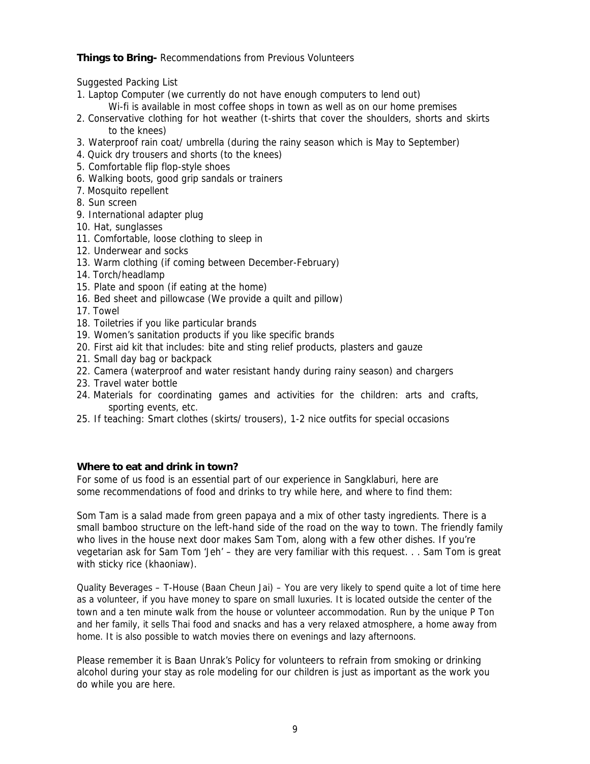**Things to Bring-** Recommendations from Previous Volunteers

Suggested Packing List

1. Laptop Computer (we currently do not have enough computers to lend out)
   Wi-fi is available in most coffee shops in town as well as on our home premises
2. Conservative clothing for hot weather (t-shirts that cover the shoulders, shorts and skirts to the knees)
3. Waterproof rain coat/ umbrella (during the rainy season which is May to September)
4. Quick dry trousers and shorts (to the knees)
5. Comfortable flip flop-style shoes
6. Walking boots, good grip sandals or trainers
7. Mosquito repellent
8. Sun screen
9. International adapter plug
10. Hat, sunglasses
11. Comfortable, loose clothing to sleep in
12. Underwear and socks
13. Warm clothing (if coming between December-February)
14. Torch/headlamp
15. Plate and spoon (if eating at the home)
16. Bed sheet and pillowcase (We provide a quilt and pillow)
17. Towel
18. Toiletries if you like particular brands
19. Women's sanitation products if you like specific brands
20. First aid kit that includes: bite and sting relief products, plasters and gauze
21. Small day bag or backpack
22. Camera (waterproof and water resistant handy during rainy season) and chargers
23. Travel water bottle
24. Materials for coordinating games and activities for the children: arts and crafts, sporting events, etc.
25. If teaching: Smart clothes (skirts/ trousers), 1-2 nice outfits for special occasions

**Where to eat and drink in town?**

For some of us food is an essential part of our experience in Sangklaburi, here are some recommendations of food and drinks to try while here, and where to find them:

Som Tam is a salad made from green papaya and a mix of other tasty ingredients. There is a small bamboo structure on the left-hand side of the road on the way to town. The friendly family who lives in the house next door makes Sam Tom, along with a few other dishes. If you're vegetarian ask for Sam Tom 'Jeh' – they are very familiar with this request. . . Sam Tom is great with sticky rice (khaoniaw).

Quality Beverages – T-House (Baan Cheun Jai) – You are very likely to spend quite a lot of time here as a volunteer, if you have money to spare on small luxuries. It is located outside the center of the town and a ten minute walk from the house or volunteer accommodation. Run by the unique P Ton and her family, it sells Thai food and snacks and has a very relaxed atmosphere, a home away from home. It is also possible to watch movies there on evenings and lazy afternoons.

Please remember it is Baan Unrak's Policy for volunteers to refrain from smoking or drinking alcohol during your stay as role modeling for our children is just as important as the work you do while you are here.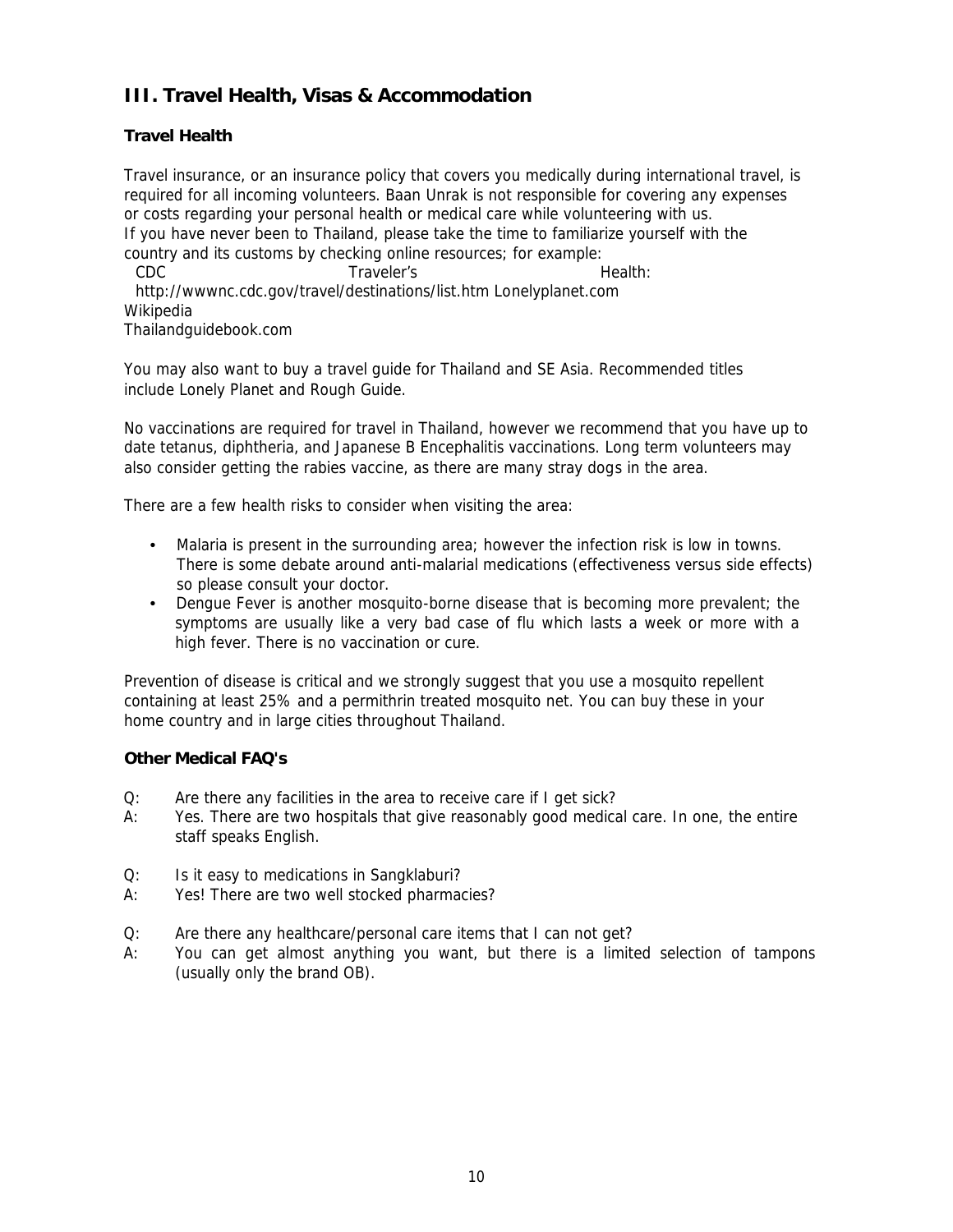## III. Travel Health, Visas & Accommodation

### Travel Health

Travel insurance, or an insurance policy that covers you medically during international travel, is required for all incoming volunteers. Baan Unrak is not responsible for covering any expenses or costs regarding your personal health or medical care while volunteering with us.
If you have never been to Thailand, please take the time to familiarize yourself with the country and its customs by checking online resources; for example:
CDC Traveler's Health: http://wwwnc.cdc.gov/travel/destinations/list.htm Lonelyplanet.com
Wikipedia
Thailandguidebook.com

You may also want to buy a travel guide for Thailand and SE Asia. Recommended titles include Lonely Planet and Rough Guide.

No vaccinations are required for travel in Thailand, however we recommend that you have up to date tetanus, diphtheria, and Japanese B Encephalitis vaccinations. Long term volunteers may also consider getting the rabies vaccine, as there are many stray dogs in the area.

There are a few health risks to consider when visiting the area:

- Malaria is present in the surrounding area; however the infection risk is low in towns. There is some debate around anti-malarial medications (effectiveness versus side effects) so please consult your doctor.
- Dengue Fever is another mosquito-borne disease that is becoming more prevalent; the symptoms are usually like a very bad case of flu which lasts a week or more with a high fever. There is no vaccination or cure.

Prevention of disease is critical and we strongly suggest that you use a mosquito repellent containing at least 25% and a permithrin treated mosquito net. You can buy these in your home country and in large cities throughout Thailand.

### Other Medical FAQ's

Q: Are there any facilities in the area to receive care if I get sick?
A: Yes. There are two hospitals that give reasonably good medical care. In one, the entire staff speaks English.

Q: Is it easy to medications in Sangklaburi?
A: Yes! There are two well stocked pharmacies?

Q: Are there any healthcare/personal care items that I can not get?
A: You can get almost anything you want, but there is a limited selection of tampons (usually only the brand OB).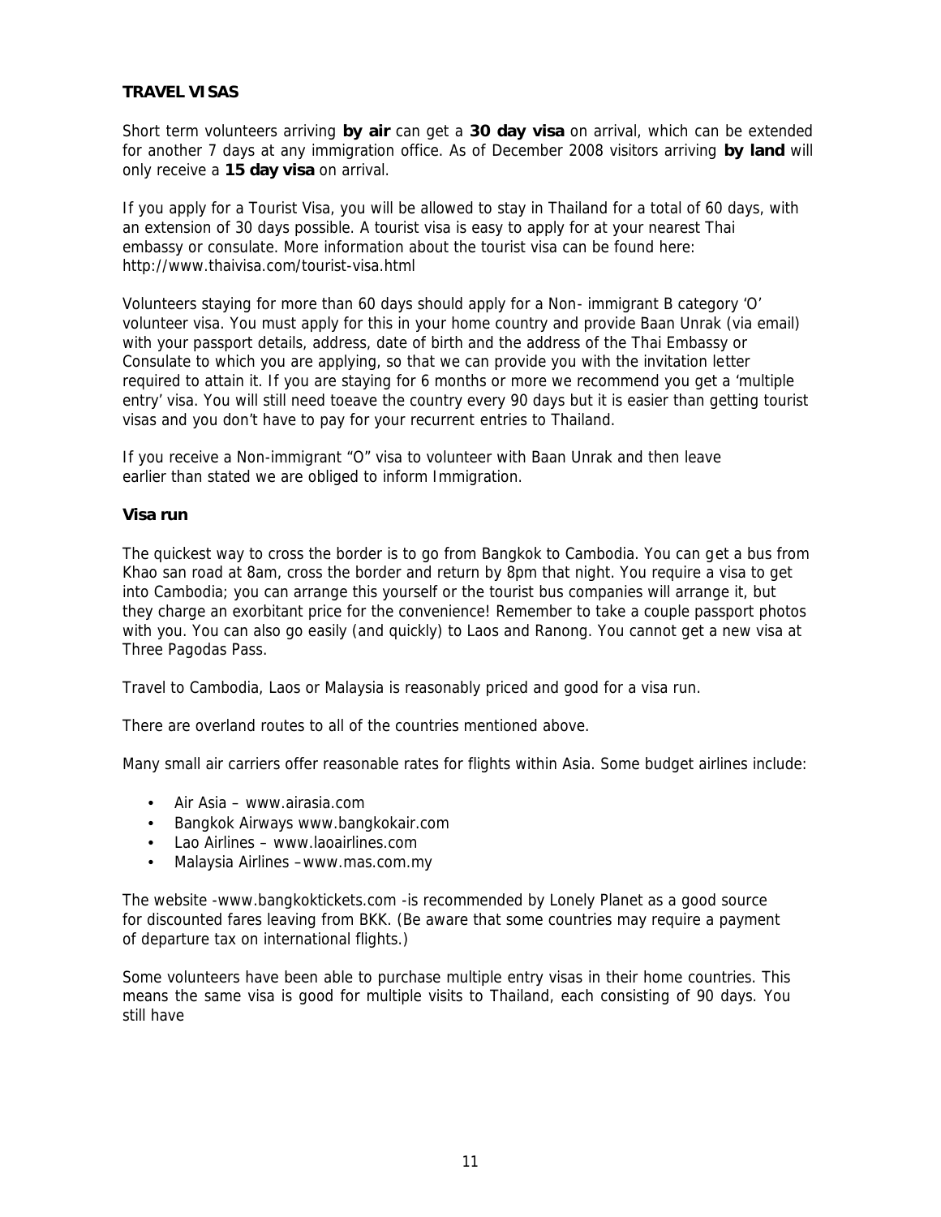**TRAVEL VISAS**

Short term volunteers arriving **by air** can get a **30 day visa** on arrival, which can be extended for another 7 days at any immigration office. As of December 2008 visitors arriving **by land** will only receive a **15 day visa** on arrival.

If you apply for a Tourist Visa, you will be allowed to stay in Thailand for a total of 60 days, with an extension of 30 days possible. A tourist visa is easy to apply for at your nearest Thai embassy or consulate. More information about the tourist visa can be found here: http://www.thaivisa.com/tourist-visa.html

Volunteers staying for more than 60 days should apply for a Non- immigrant B category 'O' volunteer visa. You must apply for this in your home country and provide Baan Unrak (via email) with your passport details, address, date of birth and the address of the Thai Embassy or Consulate to which you are applying, so that we can provide you with the invitation letter required to attain it. If you are staying for 6 months or more we recommend you get a 'multiple entry' visa. You will still need toeave the country every 90 days but it is easier than getting tourist visas and you don't have to pay for your recurrent entries to Thailand.

If you receive a Non-immigrant "O" visa to volunteer with Baan Unrak and then leave earlier than stated we are obliged to inform Immigration.

**Visa run**

The quickest way to cross the border is to go from Bangkok to Cambodia. You can get a bus from Khao san road at 8am, cross the border and return by 8pm that night. You require a visa to get into Cambodia; you can arrange this yourself or the tourist bus companies will arrange it, but they charge an exorbitant price for the convenience! Remember to take a couple passport photos with you. You can also go easily (and quickly) to Laos and Ranong. You cannot get a new visa at Three Pagodas Pass.

Travel to Cambodia, Laos or Malaysia is reasonably priced and good for a visa run.

There are overland routes to all of the countries mentioned above.

Many small air carriers offer reasonable rates for flights within Asia. Some budget airlines include:

- Air Asia – www.airasia.com
- Bangkok Airways www.bangkokair.com
- Lao Airlines – www.laoairlines.com
- Malaysia Airlines –www.mas.com.my

The website -www.bangkoktickets.com -is recommended by Lonely Planet as a good source for discounted fares leaving from BKK. (Be aware that some countries may require a payment of departure tax on international flights.)

Some volunteers have been able to purchase multiple entry visas in their home countries. This means the same visa is good for multiple visits to Thailand, each consisting of 90 days. You still have